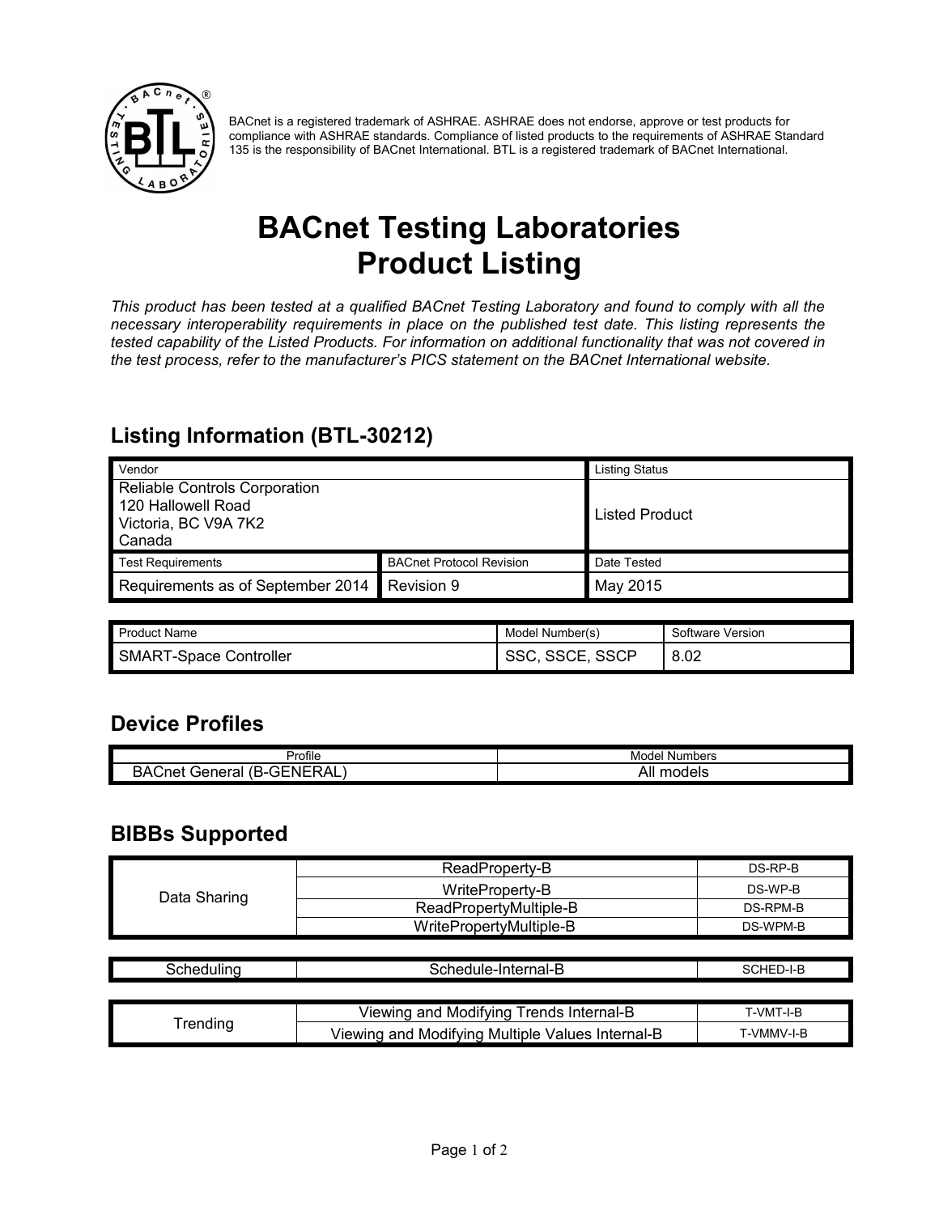BACnet is a registered trademark of ASHRAE. ASHRAE does not endorse, approve or test products for compliance with ASHRAE standards. Compliance of listed products to the requirements of ASHRAE Standard 135 is the responsibility of BACnet International. BTL is a registered trademark of BACnet International.

# BACnet Testing Laboratories Product Listing

*This product has been tested at a qualified BACnet Testing Laboratory and found to comply with all the necessary interoperability requirements in place on the published test date. This listing represents the tested capability of the Listed Products. For information on additional functionality that was not covered in the test process, refer to the manufacturer's PICS statement on the BACnet International website.*

## Listing Information (BTL-30212)

| Vendor | | Listing Status |
|---|---|---|
| Reliable Controls Corporation<br>120 Hallowell Road<br>Victoria, BC V9A 7K2<br>Canada | | Listed Product |
| **Test Requirements** | **BACnet Protocol Revision** | **Date Tested** |
| Requirements as of September 2014 | Revision 9 | May 2015 |

| Product Name | Model Number(s) | Software Version |
|---|---|---|
| SMART-Space Controller | SSC, SSCE, SSCP | 8.02 |

## Device Profiles

| Profile | Model Numbers |
|---|---|
| BACnet General (B-GENERAL) | All models |

## BIBBs Supported

| Category | BIBB | Abbreviation |
|---|---|---|
| Data Sharing | ReadProperty-B | DS-RP-B |
| | WriteProperty-B | DS-WP-B |
| | ReadPropertyMultiple-B | DS-RPM-B |
| | WritePropertyMultiple-B | DS-WPM-B |

| Category | BIBB | Abbreviation |
|---|---|---|
| Scheduling | Schedule-Internal-B | SCHED-I-B |

| Category | BIBB | Abbreviation |
|---|---|---|
| Trending | Viewing and Modifying Trends Internal-B | T-VMT-I-B |
| | Viewing and Modifying Multiple Values Internal-B | T-VMMV-I-B |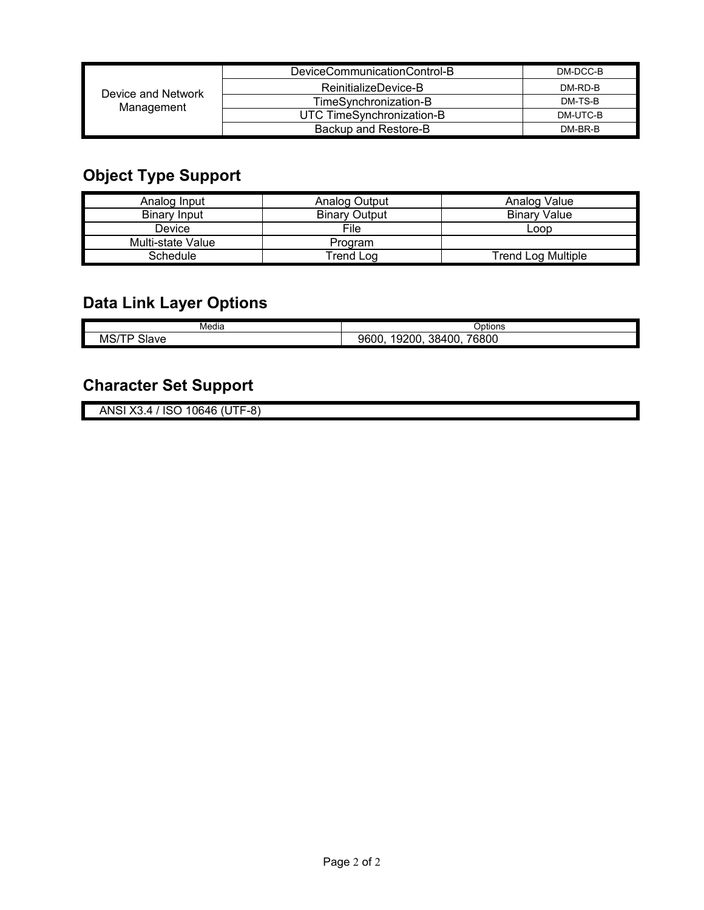| | | |
|---|---|---|
| Device and Network Management | DeviceCommunicationControl-B | DM-DCC-B |
| | ReinitializeDevice-B | DM-RD-B |
| | TimeSynchronization-B | DM-TS-B |
| | UTC TimeSynchronization-B | DM-UTC-B |
| | Backup and Restore-B | DM-BR-B |

## Object Type Support

| | | |
|---|---|---|
| Analog Input | Analog Output | Analog Value |
| Binary Input | Binary Output | Binary Value |
| Device | File | Loop |
| Multi-state Value | Program | |
| Schedule | Trend Log | Trend Log Multiple |

## Data Link Layer Options

| Media | Options |
|---|---|
| MS/TP Slave | 9600, 19200, 38400, 76800 |

## Character Set Support

| |
|---|
| ANSI X3.4 / ISO 10646 (UTF-8) |